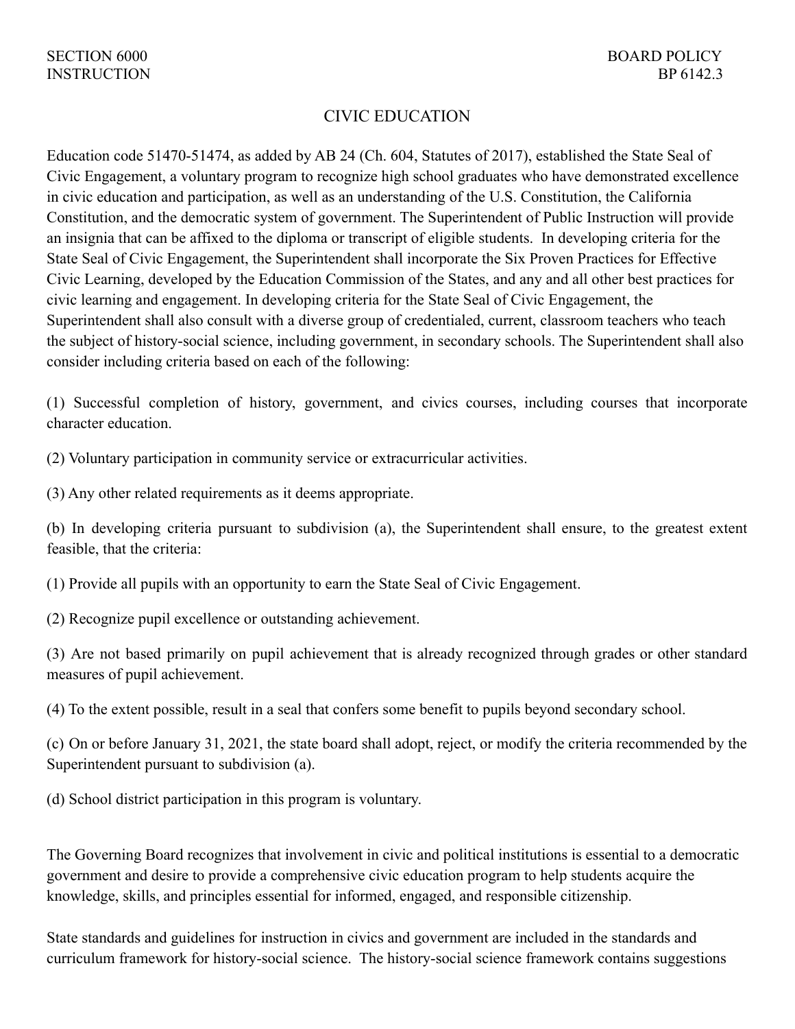SECTION 6000
INSTRUCTION

BOARD POLICY
BP 6142.3

# CIVIC EDUCATION

Education code 51470-51474, as added by AB 24 (Ch. 604, Statutes of 2017), established the State Seal of Civic Engagement, a voluntary program to recognize high school graduates who have demonstrated excellence in civic education and participation, as well as an understanding of the U.S. Constitution, the California Constitution, and the democratic system of government. The Superintendent of Public Instruction will provide an insignia that can be affixed to the diploma or transcript of eligible students. In developing criteria for the State Seal of Civic Engagement, the Superintendent shall incorporate the Six Proven Practices for Effective Civic Learning, developed by the Education Commission of the States, and any and all other best practices for civic learning and engagement. In developing criteria for the State Seal of Civic Engagement, the Superintendent shall also consult with a diverse group of credentialed, current, classroom teachers who teach the subject of history-social science, including government, in secondary schools. The Superintendent shall also consider including criteria based on each of the following:

(1) Successful completion of history, government, and civics courses, including courses that incorporate character education.

(2) Voluntary participation in community service or extracurricular activities.

(3) Any other related requirements as it deems appropriate.

(b) In developing criteria pursuant to subdivision (a), the Superintendent shall ensure, to the greatest extent feasible, that the criteria:

(1) Provide all pupils with an opportunity to earn the State Seal of Civic Engagement.

(2) Recognize pupil excellence or outstanding achievement.

(3) Are not based primarily on pupil achievement that is already recognized through grades or other standard measures of pupil achievement.

(4) To the extent possible, result in a seal that confers some benefit to pupils beyond secondary school.

(c) On or before January 31, 2021, the state board shall adopt, reject, or modify the criteria recommended by the Superintendent pursuant to subdivision (a).

(d) School district participation in this program is voluntary.

The Governing Board recognizes that involvement in civic and political institutions is essential to a democratic government and desire to provide a comprehensive civic education program to help students acquire the knowledge, skills, and principles essential for informed, engaged, and responsible citizenship.

State standards and guidelines for instruction in civics and government are included in the standards and curriculum framework for history-social science. The history-social science framework contains suggestions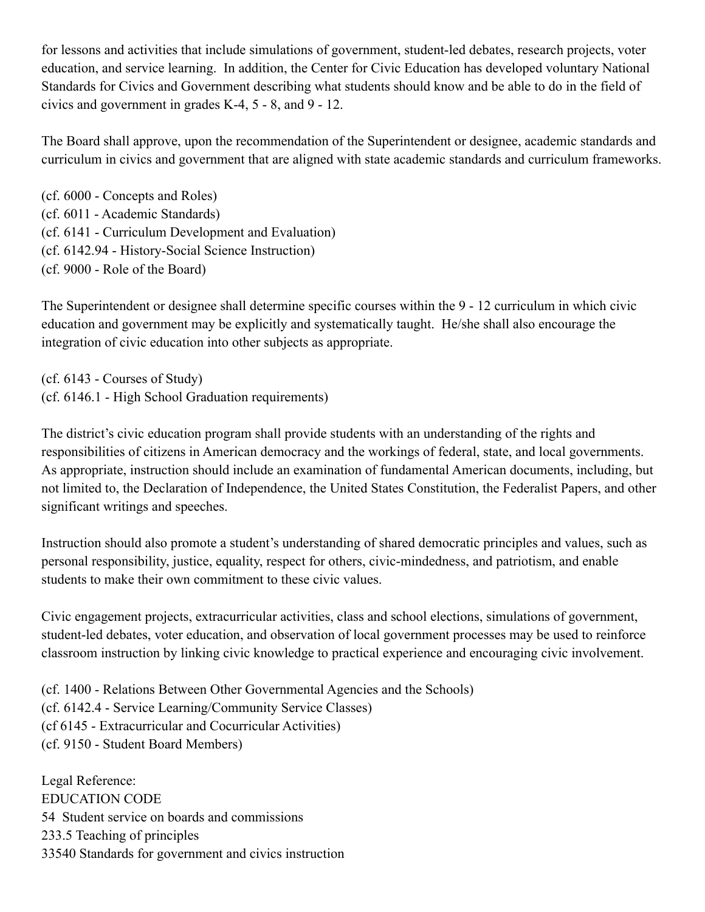for lessons and activities that include simulations of government, student-led debates, research projects, voter education, and service learning. In addition, the Center for Civic Education has developed voluntary National Standards for Civics and Government describing what students should know and be able to do in the field of civics and government in grades K-4, 5 - 8, and 9 - 12.

The Board shall approve, upon the recommendation of the Superintendent or designee, academic standards and curriculum in civics and government that are aligned with state academic standards and curriculum frameworks.

(cf. 6000 - Concepts and Roles)
(cf. 6011 - Academic Standards)
(cf. 6141 - Curriculum Development and Evaluation)
(cf. 6142.94 - History-Social Science Instruction)
(cf. 9000 - Role of the Board)

The Superintendent or designee shall determine specific courses within the 9 - 12 curriculum in which civic education and government may be explicitly and systematically taught. He/she shall also encourage the integration of civic education into other subjects as appropriate.

(cf. 6143 - Courses of Study)
(cf. 6146.1 - High School Graduation requirements)

The district's civic education program shall provide students with an understanding of the rights and responsibilities of citizens in American democracy and the workings of federal, state, and local governments. As appropriate, instruction should include an examination of fundamental American documents, including, but not limited to, the Declaration of Independence, the United States Constitution, the Federalist Papers, and other significant writings and speeches.

Instruction should also promote a student's understanding of shared democratic principles and values, such as personal responsibility, justice, equality, respect for others, civic-mindedness, and patriotism, and enable students to make their own commitment to these civic values.

Civic engagement projects, extracurricular activities, class and school elections, simulations of government, student-led debates, voter education, and observation of local government processes may be used to reinforce classroom instruction by linking civic knowledge to practical experience and encouraging civic involvement.

(cf. 1400 - Relations Between Other Governmental Agencies and the Schools)
(cf. 6142.4 - Service Learning/Community Service Classes)
(cf 6145 - Extracurricular and Cocurricular Activities)
(cf. 9150 - Student Board Members)

Legal Reference:
EDUCATION CODE
54 Student service on boards and commissions
233.5 Teaching of principles
33540 Standards for government and civics instruction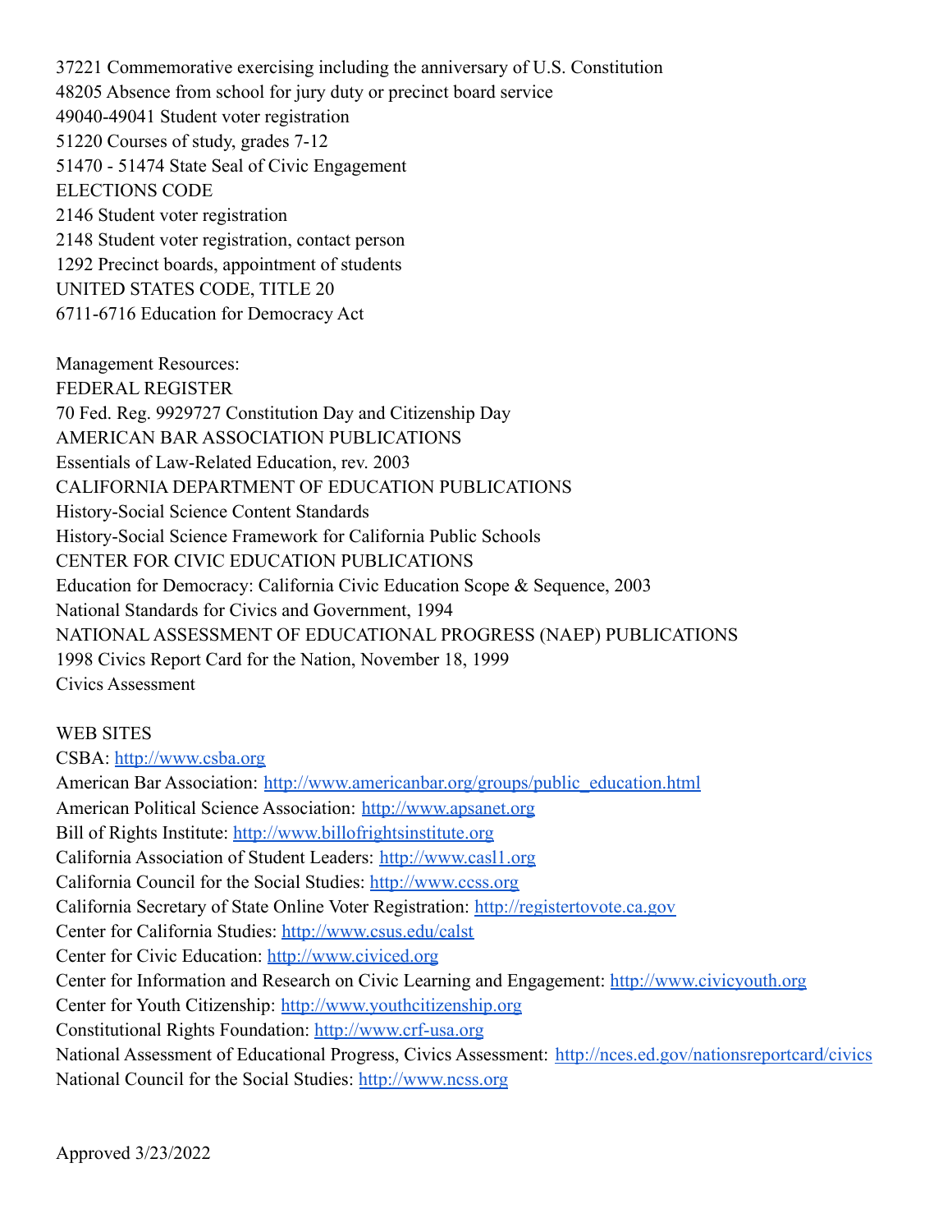37221 Commemorative exercising including the anniversary of U.S. Constitution
48205 Absence from school for jury duty or precinct board service
49040-49041 Student voter registration
51220 Courses of study, grades 7-12
51470 - 51474 State Seal of Civic Engagement
ELECTIONS CODE
2146 Student voter registration
2148 Student voter registration, contact person
1292 Precinct boards, appointment of students
UNITED STATES CODE, TITLE 20
6711-6716 Education for Democracy Act

Management Resources:
FEDERAL REGISTER
70 Fed. Reg. 9929727 Constitution Day and Citizenship Day
AMERICAN BAR ASSOCIATION PUBLICATIONS
Essentials of Law-Related Education, rev. 2003
CALIFORNIA DEPARTMENT OF EDUCATION PUBLICATIONS
History-Social Science Content Standards
History-Social Science Framework for California Public Schools
CENTER FOR CIVIC EDUCATION PUBLICATIONS
Education for Democracy: California Civic Education Scope & Sequence, 2003
National Standards for Civics and Government, 1994
NATIONAL ASSESSMENT OF EDUCATIONAL PROGRESS (NAEP) PUBLICATIONS
1998 Civics Report Card for the Nation, November 18, 1999
Civics Assessment

WEB SITES
CSBA: http://www.csba.org
American Bar Association: http://www.americanbar.org/groups/public_education.html
American Political Science Association: http://www.apsanet.org
Bill of Rights Institute: http://www.billofrightsinstitute.org
California Association of Student Leaders: http://www.casl1.org
California Council for the Social Studies: http://www.ccss.org
California Secretary of State Online Voter Registration: http://registertovote.ca.gov
Center for California Studies: http://www.csus.edu/calst
Center for Civic Education: http://www.civiced.org
Center for Information and Research on Civic Learning and Engagement: http://www.civicyouth.org
Center for Youth Citizenship: http://www.youthcitizenship.org
Constitutional Rights Foundation: http://www.crf-usa.org
National Assessment of Educational Progress, Civics Assessment: http://nces.ed.gov/nationsreportcard/civics
National Council for the Social Studies: http://www.ncss.org

Approved 3/23/2022